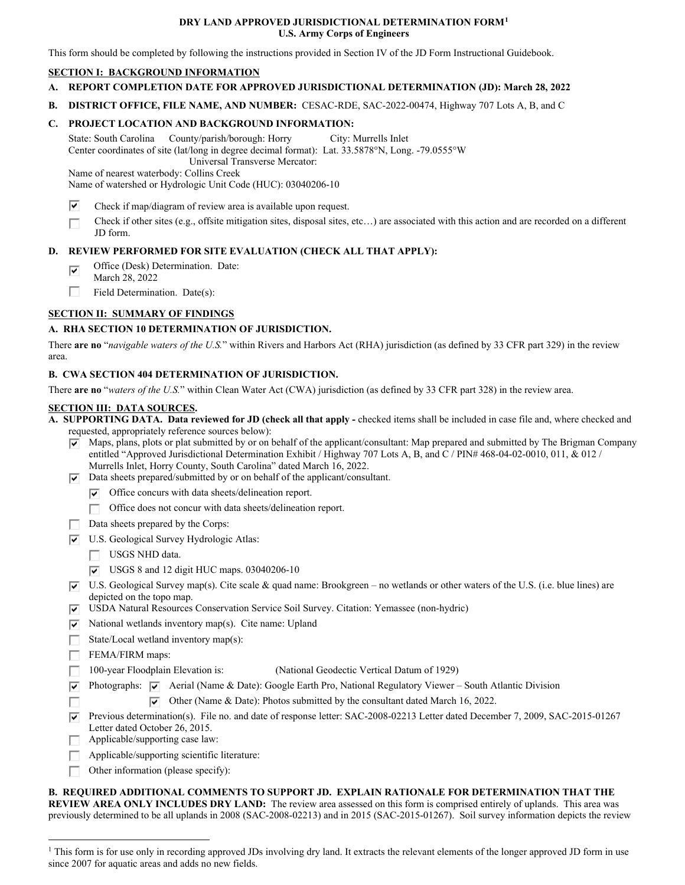# DRY LAND APPROVED JURISDICTIONAL DETERMINATION FORM[1]

**U.S. Army Corps of Engineers**

This form should be completed by following the instructions provided in Section IV of the JD Form Instructional Guidebook.

## SECTION I: BACKGROUND INFORMATION

**A. REPORT COMPLETION DATE FOR APPROVED JURISDICTIONAL DETERMINATION (JD): March 28, 2022**

**B. DISTRICT OFFICE, FILE NAME, AND NUMBER:** CESAC-RDE, SAC-2022-00474, Highway 707 Lots A, B, and C

**C. PROJECT LOCATION AND BACKGROUND INFORMATION:**

State: South Carolina County/parish/borough: Horry City: Murrells Inlet
Center coordinates of site (lat/long in degree decimal format): Lat. 33.5878°N, Long. -79.0555°W
Universal Transverse Mercator:
Name of nearest waterbody: Collins Creek
Name of watershed or Hydrologic Unit Code (HUC): 03040206-10

- [x] Check if map/diagram of review area is available upon request.
- [ ] Check if other sites (e.g., offsite mitigation sites, disposal sites, etc…) are associated with this action and are recorded on a different JD form.

**D. REVIEW PERFORMED FOR SITE EVALUATION (CHECK ALL THAT APPLY):**

- [x] Office (Desk) Determination. Date: March 28, 2022
- [ ] Field Determination. Date(s):

## SECTION II: SUMMARY OF FINDINGS

**A. RHA SECTION 10 DETERMINATION OF JURISDICTION.**

There **are no** "*navigable waters of the U.S.*" within Rivers and Harbors Act (RHA) jurisdiction (as defined by 33 CFR part 329) in the review area.

**B. CWA SECTION 404 DETERMINATION OF JURISDICTION.**

There **are no** "*waters of the U.S.*" within Clean Water Act (CWA) jurisdiction (as defined by 33 CFR part 328) in the review area.

## SECTION III: DATA SOURCES.

**A. SUPPORTING DATA. Data reviewed for JD (check all that apply -** checked items shall be included in case file and, where checked and requested, appropriately reference sources below):

- [x] Maps, plans, plots or plat submitted by or on behalf of the applicant/consultant: Map prepared and submitted by The Brigman Company entitled "Approved Jurisdictional Determination Exhibit / Highway 707 Lots A, B, and C / PIN# 468-04-02-0010, 011, & 012 / Murrells Inlet, Horry County, South Carolina" dated March 16, 2022.
- [x] Data sheets prepared/submitted by or on behalf of the applicant/consultant.
  - [x] Office concurs with data sheets/delineation report.
  - [ ] Office does not concur with data sheets/delineation report.
- [ ] Data sheets prepared by the Corps:
- [x] U.S. Geological Survey Hydrologic Atlas:
  - [ ] USGS NHD data.
  - [x] USGS 8 and 12 digit HUC maps. 03040206-10
- [x] U.S. Geological Survey map(s). Cite scale & quad name: Brookgreen – no wetlands or other waters of the U.S. (i.e. blue lines) are depicted on the topo map.
- [x] USDA Natural Resources Conservation Service Soil Survey. Citation: Yemassee (non-hydric)
- [x] National wetlands inventory map(s). Cite name: Upland
- [ ] State/Local wetland inventory map(s):
- [ ] FEMA/FIRM maps:
- [ ] 100-year Floodplain Elevation is: (National Geodectic Vertical Datum of 1929)
- [x] Photographs:
  - [x] Aerial (Name & Date): Google Earth Pro, National Regulatory Viewer – South Atlantic Division
  - [x] Other (Name & Date): Photos submitted by the consultant dated March 16, 2022.
- [x] Previous determination(s). File no. and date of response letter: SAC-2008-02213 Letter dated December 7, 2009, SAC-2015-01267 Letter dated October 26, 2015.
- [ ] Applicable/supporting case law:
- [ ] Applicable/supporting scientific literature:
- [ ] Other information (please specify):

**B. REQUIRED ADDITIONAL COMMENTS TO SUPPORT JD. EXPLAIN RATIONALE FOR DETERMINATION THAT THE REVIEW AREA ONLY INCLUDES DRY LAND:** The review area assessed on this form is comprised entirely of uplands. This area was previously determined to be all uplands in 2008 (SAC-2008-02213) and in 2015 (SAC-2015-01267). Soil survey information depicts the review

---

[1] This form is for use only in recording approved JDs involving dry land. It extracts the relevant elements of the longer approved JD form in use since 2007 for aquatic areas and adds no new fields.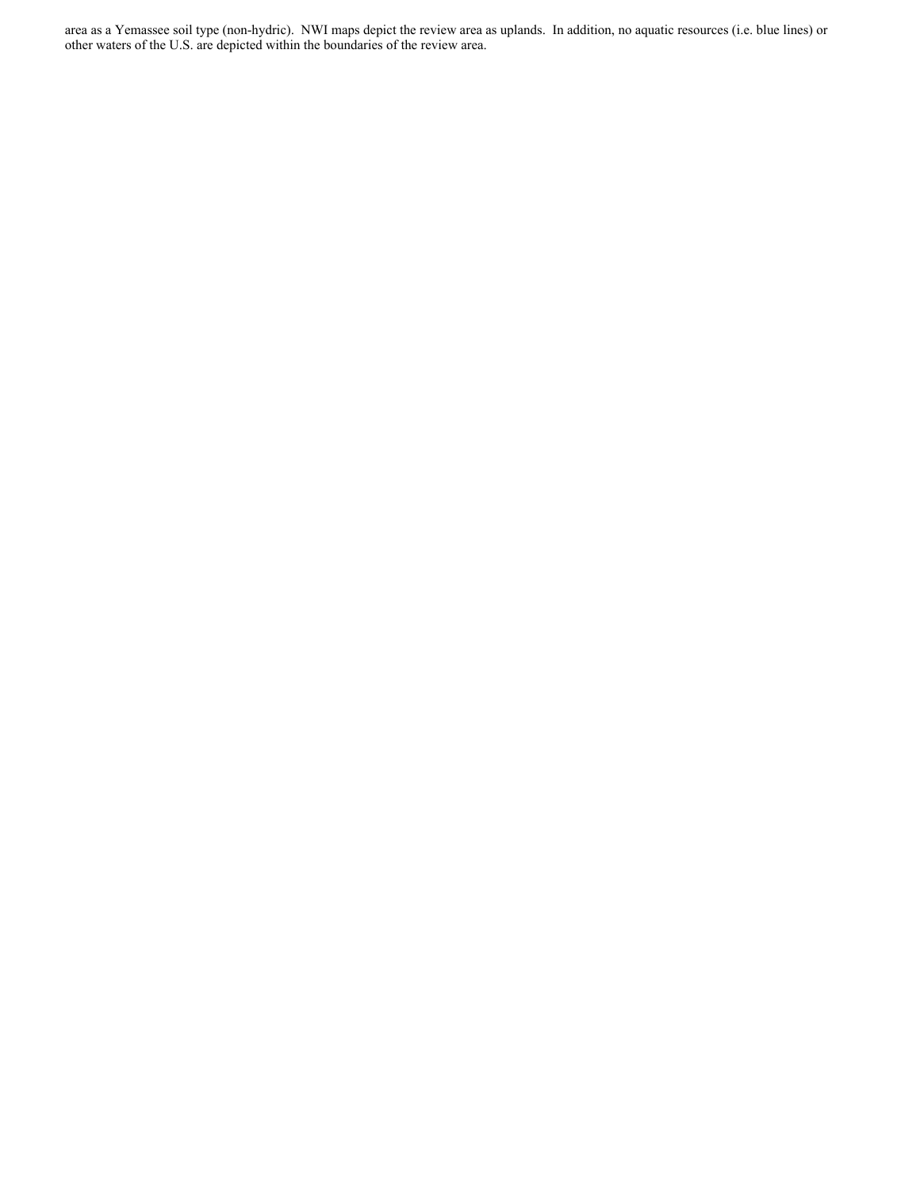area as a Yemassee soil type (non-hydric). NWI maps depict the review area as uplands. In addition, no aquatic resources (i.e. blue lines) or other waters of the U.S. are depicted within the boundaries of the review area.